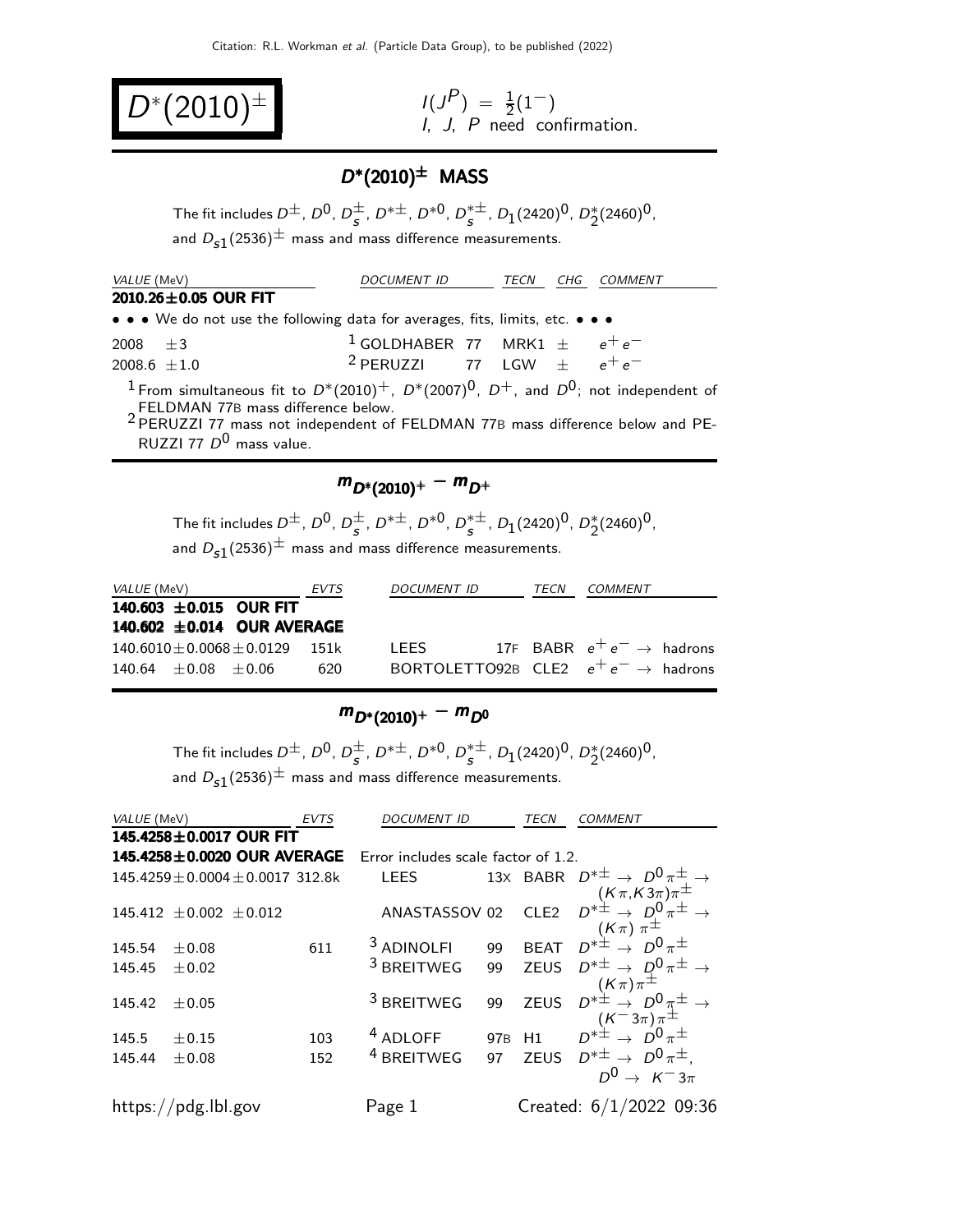# $D^*(2010)^\pm$

$I(J^P) = \frac{1}{2}(1^-)$
I, J, P need confirmation.

## $D^*(2010)^\pm$ MASS

The fit includes $D^\pm$, $D^0$, $D_s^\pm$, $D^{*\pm}$, $D^{*0}$, $D_s^{*\pm}$, $D_1(2420)^0$, $D_2^*(2460)^0$, and $D_{s1}(2536)^\pm$ mass and mass difference measurements.

| VALUE (MeV) | DOCUMENT ID | | TECN | CHG | COMMENT |
|---|---|---|---|---|---|
| **2010.26±0.05 OUR FIT** | | | | | |
| • • • We do not use the following data for averages, fits, limits, etc. • • • | | | | | |
| 2008 ±3 | [1] GOLDHABER | 77 | MRK1 | ± | $e^+e^-$ |
| 2008.6 ±1.0 | [2] PERUZZI | 77 | LGW | ± | $e^+e^-$ |

[1] From simultaneous fit to $D^*(2010)^+$, $D^*(2007)^0$, $D^+$, and $D^0$; not independent of FELDMAN 77B mass difference below.

[2] PERUZZI 77 mass not independent of FELDMAN 77B mass difference below and PERUZZI 77 $D^0$ mass value.

## $m_{D^*(2010)^+} - m_{D^+}$

The fit includes $D^\pm$, $D^0$, $D_s^\pm$, $D^{*\pm}$, $D^{*0}$, $D_s^{*\pm}$, $D_1(2420)^0$, $D_2^*(2460)^0$, and $D_{s1}(2536)^\pm$ mass and mass difference measurements.

| VALUE (MeV) | EVTS | DOCUMENT ID | | TECN | COMMENT |
|---|---|---|---|---|---|
| **140.603 ±0.015 OUR FIT** | | | | | |
| **140.602 ±0.014 OUR AVERAGE** | | | | | |
| 140.6010±0.0068±0.0129 | 151k | LEES | 17F | BABR | $e^+e^- \to$ hadrons |
| 140.64 ±0.08 ±0.06 | 620 | BORTOLETTO | 92B | CLE2 | $e^+e^- \to$ hadrons |

## $m_{D^*(2010)^+} - m_{D^0}$

The fit includes $D^\pm$, $D^0$, $D_s^\pm$, $D^{*\pm}$, $D^{*0}$, $D_s^{*\pm}$, $D_1(2420)^0$, $D_2^*(2460)^0$, and $D_{s1}(2536)^\pm$ mass and mass difference measurements.

| VALUE (MeV) | EVTS | DOCUMENT ID | | TECN | COMMENT |
|---|---|---|---|---|---|
| **145.4258±0.0017 OUR FIT** | | | | | |
| **145.4258±0.0020 OUR AVERAGE** | | Error includes scale factor of 1.2. | | | |
| 145.4259±0.0004±0.0017 | 312.8k | LEES | 13X | BABR | $D^{*\pm} \to D^0\pi^\pm \to (K\pi, K3\pi)\pi^\pm$ |
| 145.412 ±0.002 ±0.012 | | ANASTASSOV | 02 | CLE2 | $D^{*\pm} \to D^0\pi^\pm \to (K\pi)\pi^\pm$ |
| 145.54 ±0.08 | 611 | [3] ADINOLFI | 99 | BEAT | $D^{*\pm} \to D^0\pi^\pm$ |
| 145.45 ±0.02 | | [3] BREITWEG | 99 | ZEUS | $D^{*\pm} \to D^0\pi^\pm \to (K\pi)\pi^\pm$ |
| 145.42 ±0.05 | | [3] BREITWEG | 99 | ZEUS | $D^{*\pm} \to D^0\pi^\pm \to (K^-3\pi)\pi^\pm$ |
| 145.5 ±0.15 | 103 | [4] ADLOFF | 97B | H1 | $D^{*\pm} \to D^0\pi^\pm$ |
| 145.44 ±0.08 | 152 | [4] BREITWEG | 97 | ZEUS | $D^{*\pm} \to D^0\pi^\pm$, $D^0 \to K^-3\pi$ |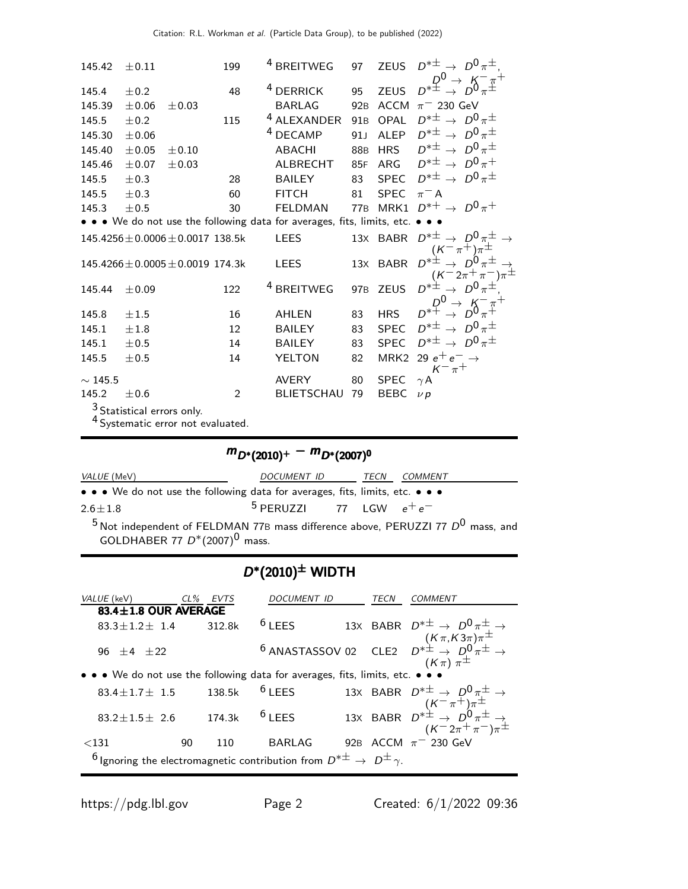| | | | | | | | |
|---|---|---|---|---|---|---|---|
| 145.42 | ±0.11 | | 199 | [4] BREITWEG | 97 | ZEUS | $D^{*\pm} \to D^0 \pi^\pm$, $D^0 \to K^- \pi^+$ |
| 145.4 | ±0.2 | | 48 | [4] DERRICK | 95 | ZEUS | $D^{*\pm} \to D^0 \pi^\pm$ |
| 145.39 | ±0.06 | ±0.03 | | BARLAG | 92B | ACCM | $\pi^-$ 230 GeV |
| 145.5 | ±0.2 | | 115 | [4] ALEXANDER | 91B | OPAL | $D^{*\pm} \to D^0 \pi^\pm$ |
| 145.30 | ±0.06 | | | [4] DECAMP | 91J | ALEP | $D^{*\pm} \to D^0 \pi^\pm$ |
| 145.40 | ±0.05 | ±0.10 | | ABACHI | 88B | HRS | $D^{*\pm} \to D^0 \pi^\pm$ |
| 145.46 | ±0.07 | ±0.03 | | ALBRECHT | 85F | ARG | $D^{*\pm} \to D^0 \pi^+$ |
| 145.5 | ±0.3 | | 28 | BAILEY | 83 | SPEC | $D^{*\pm} \to D^0 \pi^\pm$ |
| 145.5 | ±0.3 | | 60 | FITCH | 81 | SPEC | $\pi^-$ A |
| 145.3 | ±0.5 | | 30 | FELDMAN | 77B | MRK1 | $D^{*+} \to D^0 \pi^+$ |

• • • We do not use the following data for averages, fits, limits, etc. • • •

| | | | | | | | |
|---|---|---|---|---|---|---|---|
| 145.4256 | ±0.0006 | ±0.0017 | 138.5k | LEES | 13X | BABR | $D^{*\pm} \to D^0 \pi^\pm \to (K^- \pi^+) \pi^\pm$ |
| 145.4266 | ±0.0005 | ±0.0019 | 174.3k | LEES | 13X | BABR | $D^{*\pm} \to D^0 \pi^\pm \to (K^- 2\pi^+ \pi^-) \pi^\pm$ |
| 145.44 | ±0.09 | | 122 | [4] BREITWEG | 97B | ZEUS | $D^{*\pm} \to D^0 \pi^\pm$, $D^0 \to K^- \pi^+$ |
| 145.8 | ±1.5 | | 16 | AHLEN | 83 | HRS | $D^{*+} \to D^0 \pi^+$ |
| 145.1 | ±1.8 | | 12 | BAILEY | 83 | SPEC | $D^{*\pm} \to D^0 \pi^\pm$ |
| 145.1 | ±0.5 | | 14 | BAILEY | 83 | SPEC | $D^{*\pm} \to D^0 \pi^\pm$ |
| 145.5 | ±0.5 | | 14 | YELTON | 82 | MRK2 | 29 $e^+ e^- \to K^- \pi^+$ |
| ∼ 145.5 | | | | AVERY | 80 | SPEC | $\gamma$A |
| 145.2 | ±0.6 | | 2 | BLIETSCHAU | 79 | BEBC | $\nu p$ |

[3] Statistical errors only.
[4] Systematic error not evaluated.

## $m_{D^*(2010)^+} - m_{D^*(2007)^0}$

| VALUE (MeV) | DOCUMENT ID | | TECN | COMMENT |
|---|---|---|---|---|
| • • • We do not use the following data for averages, fits, limits, etc. • • • | | | | |
| 2.6±1.8 | [5] PERUZZI | 77 | LGW | $e^+ e^-$ |

[5] Not independent of FELDMAN 77B mass difference above, PERUZZI 77 $D^0$ mass, and GOLDHABER 77 $D^*(2007)^0$ mass.

## $D^*(2010)^\pm$ WIDTH

| VALUE (keV) | CL% | EVTS | DOCUMENT ID | | TECN | COMMENT |
|---|---|---|---|---|---|---|
| **83.4±1.8 OUR AVERAGE** | | | | | | |
| 83.3±1.2± 1.4 | | 312.8k | [6] LEES | 13X | BABR | $D^{*\pm} \to D^0 \pi^\pm \to (K\pi, K3\pi)\pi^\pm$ |
| 96 ±4 ±22 | | | [6] ANASTASSOV | 02 | CLE2 | $D^{*\pm} \to D^0 \pi^\pm \to (K\pi)\,\pi^\pm$ |
| • • • We do not use the following data for averages, fits, limits, etc. • • • | | | | | | |
| 83.4±1.7± 1.5 | | 138.5k | [6] LEES | 13X | BABR | $D^{*\pm} \to D^0 \pi^\pm \to (K^- \pi^+)\pi^\pm$ |
| 83.2±1.5± 2.6 | | 174.3k | [6] LEES | 13X | BABR | $D^{*\pm} \to D^0 \pi^\pm \to (K^- 2\pi^+ \pi^-)\pi^\pm$ |
| <131 | 90 | 110 | BARLAG | 92B | ACCM | $\pi^-$ 230 GeV |

[6] Ignoring the electromagnetic contribution from $D^{*\pm} \to D^\pm \gamma$.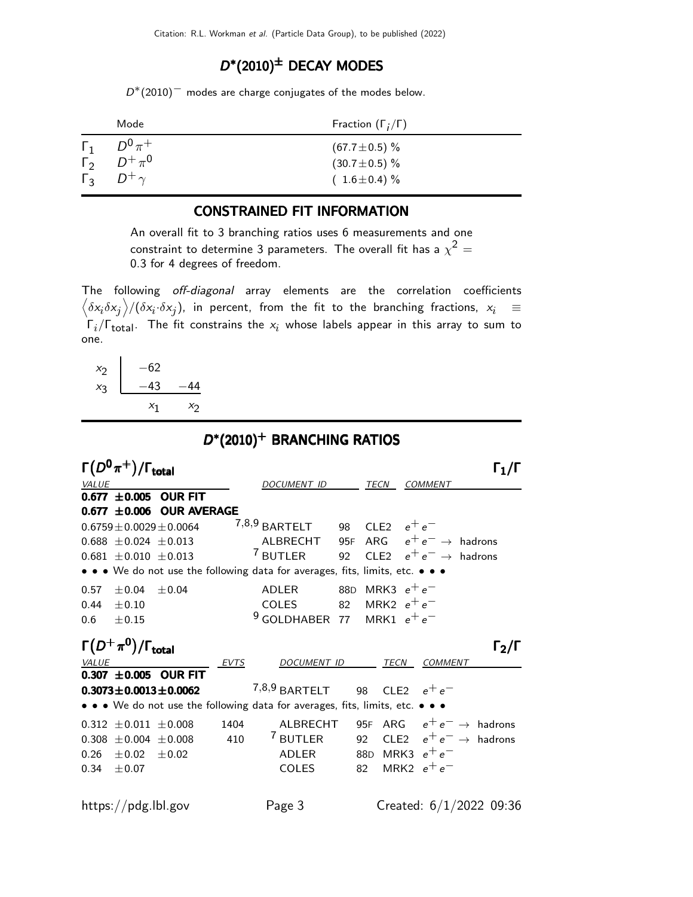## $D^*(2010)^{\pm}$ DECAY MODES

$D^*(2010)^-$ modes are charge conjugates of the modes below.

| | Mode | Fraction $(\Gamma_i/\Gamma)$ |
|---|---|---|
| $\Gamma_1$ | $D^0\pi^+$ | $(67.7\pm0.5)$ % |
| $\Gamma_2$ | $D^+\pi^0$ | $(30.7\pm0.5)$ % |
| $\Gamma_3$ | $D^+\gamma$ | $(\ 1.6\pm0.4)$ % |

### CONSTRAINED FIT INFORMATION

An overall fit to 3 branching ratios uses 6 measurements and one constraint to determine 3 parameters. The overall fit has a $\chi^2 =$ 0.3 for 4 degrees of freedom.

The following *off-diagonal* array elements are the correlation coefficients $\left\langle\delta x_i \delta x_j\right\rangle/(\delta x_i{\cdot}\delta x_j)$, in percent, from the fit to the branching fractions, $x_i \equiv \Gamma_i/\Gamma_{\text{total}}$. The fit constrains the $x_i$ whose labels appear in this array to sum to one.

| | | |
|---|---|---|
| $x_2$ | −62 | |
| $x_3$ | −43 | −44 |
| | $x_1$ | $x_2$ |

## $D^*(2010)^+$ BRANCHING RATIOS

### $\Gamma(D^0\pi^+)/\Gamma_{\text{total}}$ — $\Gamma_1/\Gamma$

| *VALUE* | *DOCUMENT ID* | | *TECN* | *COMMENT* |
|---|---|---|---|---|
| **0.677 ±0.005 OUR FIT** | | | | |
| **0.677 ±0.006 OUR AVERAGE** | | | | |
| 0.6759±0.0029±0.0064 | [7,8,9] BARTELT | 98 | CLE2 | $e^+e^-$ |
| 0.688 ±0.024 ±0.013 | ALBRECHT | 95F | ARG | $e^+e^- \to$ hadrons |
| 0.681 ±0.010 ±0.013 | [7] BUTLER | 92 | CLE2 | $e^+e^- \to$ hadrons |
| • • • We do not use the following data for averages, fits, limits, etc. • • • | | | | |
| 0.57 ±0.04 ±0.04 | ADLER | 88D | MRK3 | $e^+e^-$ |
| 0.44 ±0.10 | COLES | 82 | MRK2 | $e^+e^-$ |
| 0.6 ±0.15 | [9] GOLDHABER | 77 | MRK1 | $e^+e^-$ |

### $\Gamma(D^+\pi^0)/\Gamma_{\text{total}}$ — $\Gamma_2/\Gamma$

| *VALUE* | *EVTS* | *DOCUMENT ID* | | *TECN* | *COMMENT* |
|---|---|---|---|---|---|
| **0.307 ±0.005 OUR FIT** | | | | | |
| **0.3073±0.0013±0.0062** | | [7,8,9] BARTELT | 98 | CLE2 | $e^+e^-$ |
| • • • We do not use the following data for averages, fits, limits, etc. • • • | | | | | |
| 0.312 ±0.011 ±0.008 | 1404 | ALBRECHT | 95F | ARG | $e^+e^- \to$ hadrons |
| 0.308 ±0.004 ±0.008 | 410 | [7] BUTLER | 92 | CLE2 | $e^+e^- \to$ hadrons |
| 0.26 ±0.02 ±0.02 | | ADLER | 88D | MRK3 | $e^+e^-$ |
| 0.34 ±0.07 | | COLES | 82 | MRK2 | $e^+e^-$ |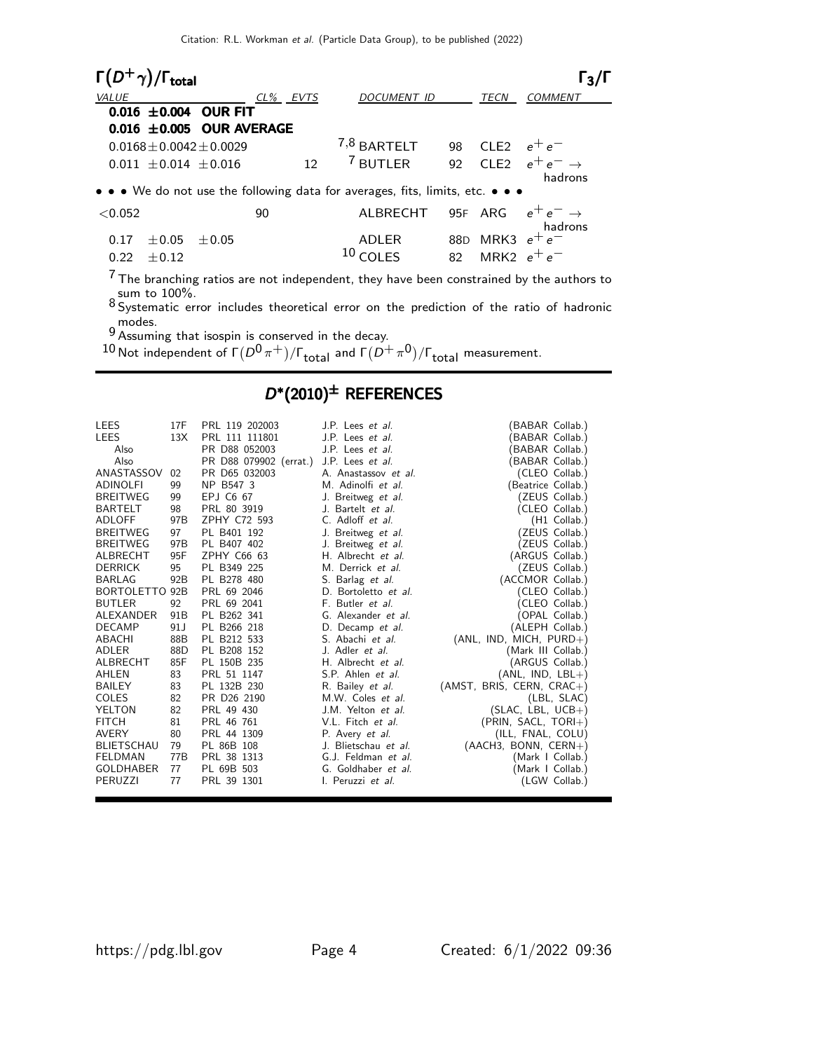## $\Gamma(D^+\gamma)/\Gamma_{total}$ $\Gamma_3/\Gamma$

| VALUE | CL% | EVTS | DOCUMENT ID | | TECN | COMMENT |
|---|---|---|---|---|---|---|
| **0.016 ±0.004 OUR FIT** | | | | | | |
| **0.016 ±0.005 OUR AVERAGE** | | | | | | |
| $0.0168 \pm 0.0042 \pm 0.0029$ | | | [7,8] BARTELT | 98 | CLE2 | $e^+e^-$ |
| $0.011 \pm 0.014 \pm 0.016$ | | 12 | [7] BUTLER | 92 | CLE2 | $e^+e^- \rightarrow$ hadrons |
| • • • We do not use the following data for averages, fits, limits, etc. • • • | | | | | | |
| $<0.052$ | 90 | | ALBRECHT | 95F | ARG | $e^+e^- \rightarrow$ hadrons |
| $0.17 \pm 0.05 \pm 0.05$ | | | ADLER | 88D | MRK3 | $e^+e^-$ |
| $0.22 \pm 0.12$ | | | [10] COLES | 82 | MRK2 | $e^+e^-$ |

[7] The branching ratios are not independent, they have been constrained by the authors to sum to 100%.

[8] Systematic error includes theoretical error on the prediction of the ratio of hadronic modes.

[9] Assuming that isospin is conserved in the decay.

[10] Not independent of $\Gamma(D^0\pi^+)/\Gamma_{total}$ and $\Gamma(D^+\pi^0)/\Gamma_{total}$ measurement.

# $D^*(2010)^{\pm}$ REFERENCES

| | | | | |
|---|---|---|---|---|
| LEES | 17F | PRL 119 202003 | J.P. Lees *et al.* | (BABAR Collab.) |
| LEES | 13X | PRL 111 111801 | J.P. Lees *et al.* | (BABAR Collab.) |
| Also | | PR D88 052003 | J.P. Lees *et al.* | (BABAR Collab.) |
| Also | | PR D88 079902 (errat.) | J.P. Lees *et al.* | (BABAR Collab.) |
| ANASTASSOV | 02 | PR D65 032003 | A. Anastassov *et al.* | (CLEO Collab.) |
| ADINOLFI | 99 | NP B547 3 | M. Adinolfi *et al.* | (Beatrice Collab.) |
| BREITWEG | 99 | EPJ C6 67 | J. Breitweg *et al.* | (ZEUS Collab.) |
| BARTELT | 98 | PRL 80 3919 | J. Bartelt *et al.* | (CLEO Collab.) |
| ADLOFF | 97B | ZPHY C72 593 | C. Adloff *et al.* | (H1 Collab.) |
| BREITWEG | 97 | PL B401 192 | J. Breitweg *et al.* | (ZEUS Collab.) |
| BREITWEG | 97B | PL B407 402 | J. Breitweg *et al.* | (ZEUS Collab.) |
| ALBRECHT | 95F | ZPHY C66 63 | H. Albrecht *et al.* | (ARGUS Collab.) |
| DERRICK | 95 | PL B349 225 | M. Derrick *et al.* | (ZEUS Collab.) |
| BARLAG | 92B | PL B278 480 | S. Barlag *et al.* | (ACCMOR Collab.) |
| BORTOLETTO | 92B | PRL 69 2046 | D. Bortoletto *et al.* | (CLEO Collab.) |
| BUTLER | 92 | PRL 69 2041 | F. Butler *et al.* | (CLEO Collab.) |
| ALEXANDER | 91B | PL B262 341 | G. Alexander *et al.* | (OPAL Collab.) |
| DECAMP | 91J | PL B266 218 | D. Decamp *et al.* | (ALEPH Collab.) |
| ABACHI | 88B | PL B212 533 | S. Abachi *et al.* | (ANL, IND, MICH, PURD+) |
| ADLER | 88D | PL B208 152 | J. Adler *et al.* | (Mark III Collab.) |
| ALBRECHT | 85F | PL 150B 235 | H. Albrecht *et al.* | (ARGUS Collab.) |
| AHLEN | 83 | PRL 51 1147 | S.P. Ahlen *et al.* | (ANL, IND, LBL+) |
| BAILEY | 83 | PL 132B 230 | R. Bailey *et al.* | (AMST, BRIS, CERN, CRAC+) |
| COLES | 82 | PR D26 2190 | M.W. Coles *et al.* | (LBL, SLAC) |
| YELTON | 82 | PRL 49 430 | J.M. Yelton *et al.* | (SLAC, LBL, UCB+) |
| FITCH | 81 | PRL 46 761 | V.L. Fitch *et al.* | (PRIN, SACL, TORI+) |
| AVERY | 80 | PRL 44 1309 | P. Avery *et al.* | (ILL, FNAL, COLU) |
| BLIETSCHAU | 79 | PL 86B 108 | J. Blietschau *et al.* | (AACH3, BONN, CERN+) |
| FELDMAN | 77B | PRL 38 1313 | G.J. Feldman *et al.* | (Mark I Collab.) |
| GOLDHABER | 77 | PL 69B 503 | G. Goldhaber *et al.* | (Mark I Collab.) |
| PERUZZI | 77 | PRL 39 1301 | I. Peruzzi *et al.* | (LGW Collab.) |